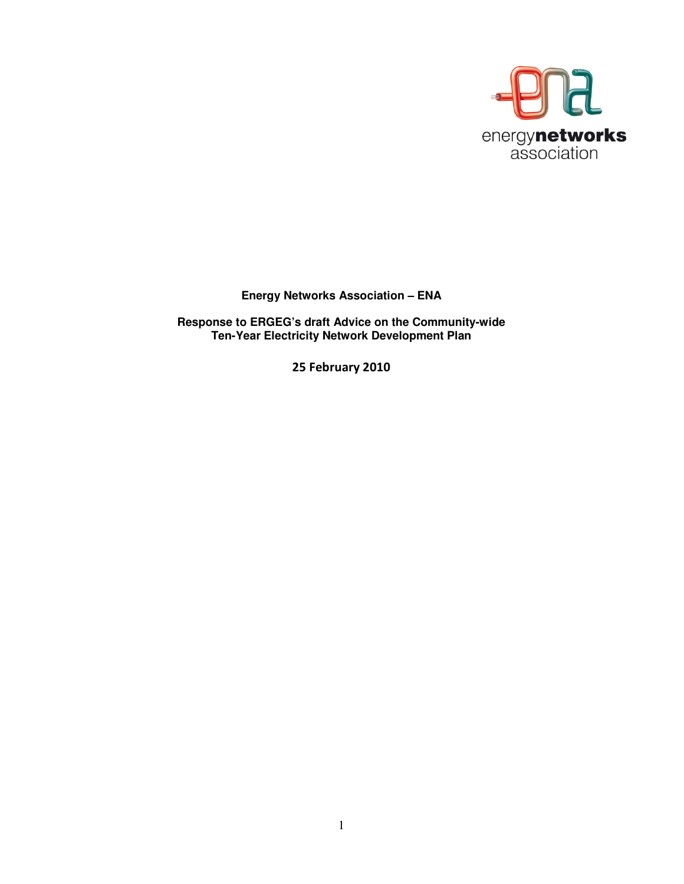energy**networks**
association

**Energy Networks Association – ENA**

**Response to ERGEG's draft Advice on the Community-wide Ten-Year Electricity Network Development Plan**

**25 February 2010**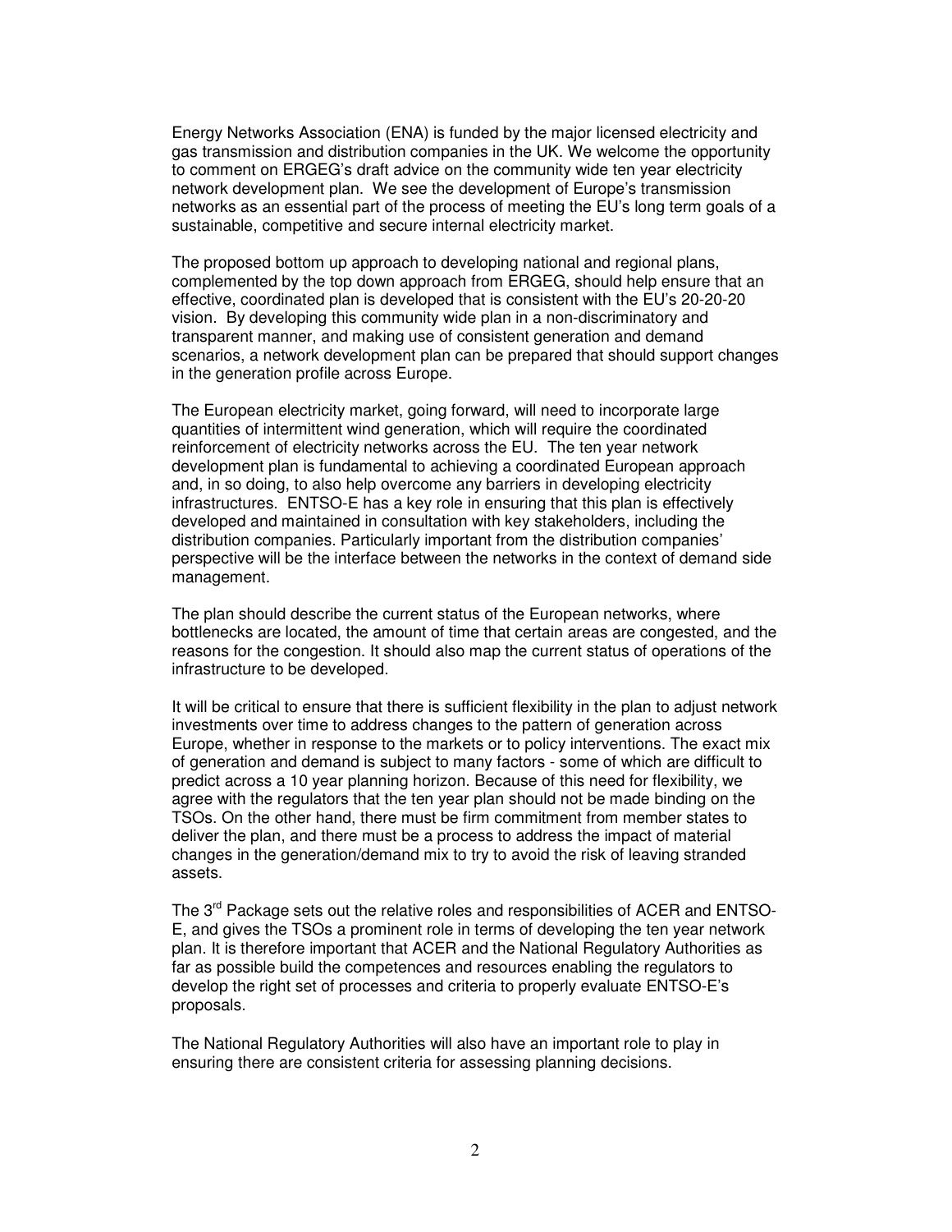Energy Networks Association (ENA) is funded by the major licensed electricity and gas transmission and distribution companies in the UK. We welcome the opportunity to comment on ERGEG's draft advice on the community wide ten year electricity network development plan. We see the development of Europe's transmission networks as an essential part of the process of meeting the EU's long term goals of a sustainable, competitive and secure internal electricity market.

The proposed bottom up approach to developing national and regional plans, complemented by the top down approach from ERGEG, should help ensure that an effective, coordinated plan is developed that is consistent with the EU's 20-20-20 vision. By developing this community wide plan in a non-discriminatory and transparent manner, and making use of consistent generation and demand scenarios, a network development plan can be prepared that should support changes in the generation profile across Europe.

The European electricity market, going forward, will need to incorporate large quantities of intermittent wind generation, which will require the coordinated reinforcement of electricity networks across the EU. The ten year network development plan is fundamental to achieving a coordinated European approach and, in so doing, to also help overcome any barriers in developing electricity infrastructures. ENTSO-E has a key role in ensuring that this plan is effectively developed and maintained in consultation with key stakeholders, including the distribution companies. Particularly important from the distribution companies' perspective will be the interface between the networks in the context of demand side management.

The plan should describe the current status of the European networks, where bottlenecks are located, the amount of time that certain areas are congested, and the reasons for the congestion. It should also map the current status of operations of the infrastructure to be developed.

It will be critical to ensure that there is sufficient flexibility in the plan to adjust network investments over time to address changes to the pattern of generation across Europe, whether in response to the markets or to policy interventions. The exact mix of generation and demand is subject to many factors - some of which are difficult to predict across a 10 year planning horizon. Because of this need for flexibility, we agree with the regulators that the ten year plan should not be made binding on the TSOs. On the other hand, there must be firm commitment from member states to deliver the plan, and there must be a process to address the impact of material changes in the generation/demand mix to try to avoid the risk of leaving stranded assets.

The 3rd Package sets out the relative roles and responsibilities of ACER and ENTSO-E, and gives the TSOs a prominent role in terms of developing the ten year network plan. It is therefore important that ACER and the National Regulatory Authorities as far as possible build the competences and resources enabling the regulators to develop the right set of processes and criteria to properly evaluate ENTSO-E's proposals.

The National Regulatory Authorities will also have an important role to play in ensuring there are consistent criteria for assessing planning decisions.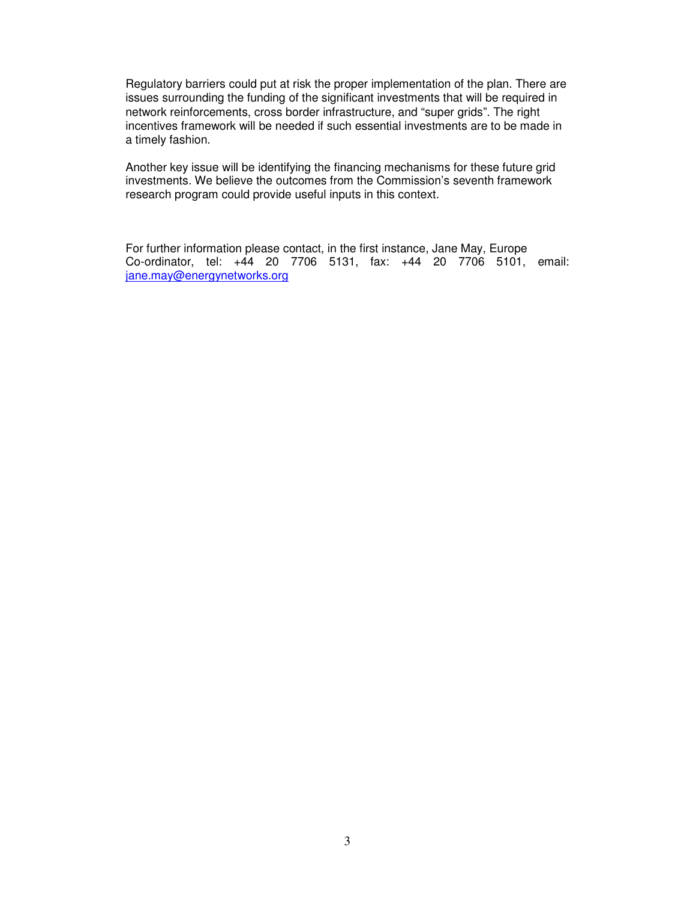Regulatory barriers could put at risk the proper implementation of the plan. There are issues surrounding the funding of the significant investments that will be required in network reinforcements, cross border infrastructure, and "super grids". The right incentives framework will be needed if such essential investments are to be made in a timely fashion.

Another key issue will be identifying the financing mechanisms for these future grid investments. We believe the outcomes from the Commission's seventh framework research program could provide useful inputs in this context.

For further information please contact, in the first instance, Jane May, Europe Co-ordinator, tel: +44 20 7706 5131, fax: +44 20 7706 5101, email: [jane.may@energynetworks.org](mailto:jane.may@energynetworks.org)